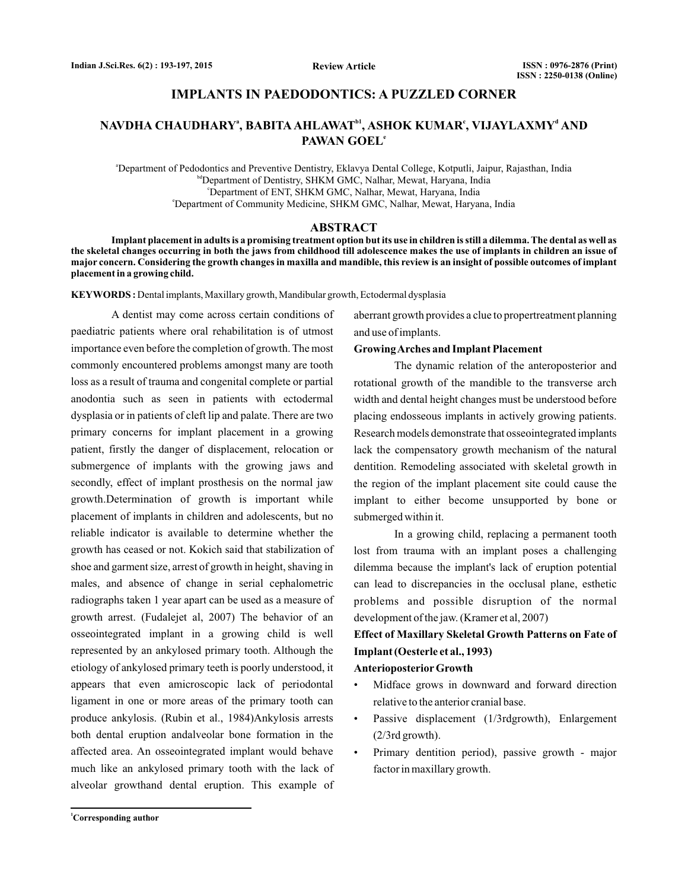Review Article

# IMPLANTS IN PAEDODONTICS: A PUZZLED CORNER

**NAVDHA CHAUDHARY[a], BABITA AHLAWAT[b1], ASHOK KUMAR[c], VIJAYLAXMY[d] AND PAWAN GOEL[e]**

[a]Department of Pedodontics and Preventive Dentistry, Eklavya Dental College, Kotputli, Jaipur, Rajasthan, India
[bd]Department of Dentistry, SHKM GMC, Nalhar, Mewat, Haryana, India
[c]Department of ENT, SHKM GMC, Nalhar, Mewat, Haryana, India
[e]Department of Community Medicine, SHKM GMC, Nalhar, Mewat, Haryana, India

## ABSTRACT

**Implant placement in adults is a promising treatment option but its use in children is still a dilemma. The dental as well as the skeletal changes occurring in both the jaws from childhood till adolescence makes the use of implants in children an issue of major concern. Considering the growth changes in maxilla and mandible, this review is an insight of possible outcomes of implant placement in a growing child.**

**KEYWORDS :** Dental implants, Maxillary growth, Mandibular growth, Ectodermal dysplasia

A dentist may come across certain conditions of paediatric patients where oral rehabilitation is of utmost importance even before the completion of growth. The most commonly encountered problems amongst many are tooth loss as a result of trauma and congenital complete or partial anodontia such as seen in patients with ectodermal dysplasia or in patients of cleft lip and palate. There are two primary concerns for implant placement in a growing patient, firstly the danger of displacement, relocation or submergence of implants with the growing jaws and secondly, effect of implant prosthesis on the normal jaw growth.Determination of growth is important while placement of implants in children and adolescents, but no reliable indicator is available to determine whether the growth has ceased or not. Kokich said that stabilization of shoe and garment size, arrest of growth in height, shaving in males, and absence of change in serial cephalometric radiographs taken 1 year apart can be used as a measure of growth arrest. (Fudalejet al, 2007) The behavior of an osseointegrated implant in a growing child is well represented by an ankylosed primary tooth. Although the etiology of ankylosed primary teeth is poorly understood, it appears that even amicroscopic lack of periodontal ligament in one or more areas of the primary tooth can produce ankylosis. (Rubin et al., 1984)Ankylosis arrests both dental eruption andalveolar bone formation in the affected area. An osseointegrated implant would behave much like an ankylosed primary tooth with the lack of alveolar growthand dental eruption. This example of aberrant growth provides a clue to propertreatment planning and use of implants.

### Growing Arches and Implant Placement

The dynamic relation of the anteroposterior and rotational growth of the mandible to the transverse arch width and dental height changes must be understood before placing endosseous implants in actively growing patients. Research models demonstrate that osseointegrated implants lack the compensatory growth mechanism of the natural dentition. Remodeling associated with skeletal growth in the region of the implant placement site could cause the implant to either become unsupported by bone or submerged within it.

In a growing child, replacing a permanent tooth lost from trauma with an implant poses a challenging dilemma because the implant's lack of eruption potential can lead to discrepancies in the occlusal plane, esthetic problems and possible disruption of the normal development of the jaw. (Kramer et al, 2007)

### Effect of Maxillary Skeletal Growth Patterns on Fate of Implant (Oesterle et al., 1993)

#### Anterioposterior Growth

- Midface grows in downward and forward direction relative to the anterior cranial base.
- Passive displacement (1/3rdgrowth), Enlargement (2/3rd growth).
- Primary dentition period), passive growth - major factor in maxillary growth.

[1]Corresponding author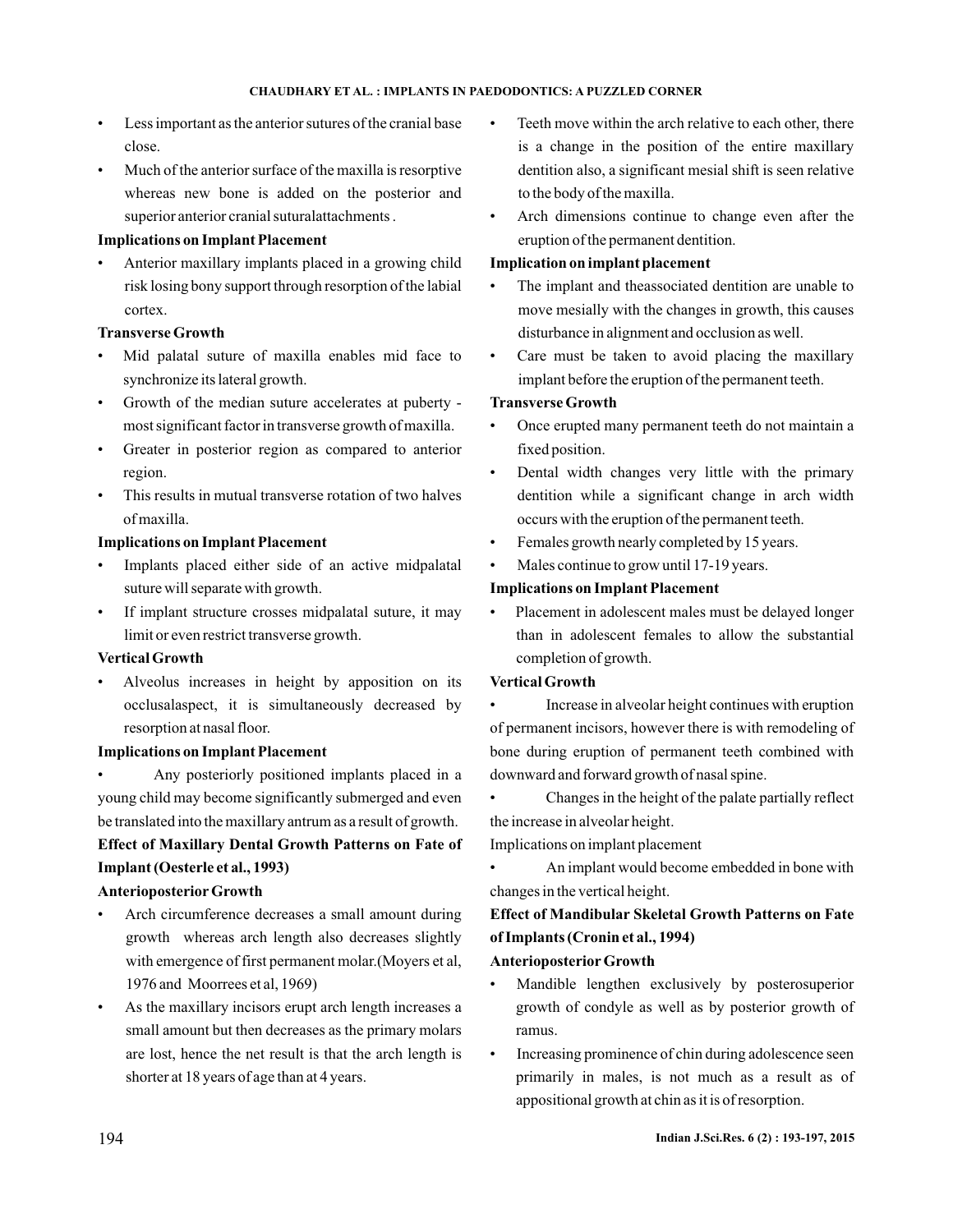- Less important as the anterior sutures of the cranial base close.
- Much of the anterior surface of the maxilla is resorptive whereas new bone is added on the posterior and superior anterior cranial suturalattachments .

**Implications on Implant Placement**

- Anterior maxillary implants placed in a growing child risk losing bony support through resorption of the labial cortex.

**Transverse Growth**

- Mid palatal suture of maxilla enables mid face to synchronize its lateral growth.
- Growth of the median suture accelerates at puberty - most significant factor in transverse growth of maxilla.
- Greater in posterior region as compared to anterior region.
- This results in mutual transverse rotation of two halves of maxilla.

**Implications on Implant Placement**

- Implants placed either side of an active midpalatal suture will separate with growth.
- If implant structure crosses midpalatal suture, it may limit or even restrict transverse growth.

**Vertical Growth**

- Alveolus increases in height by apposition on its occlusalaspect, it is simultaneously decreased by resorption at nasal floor.

**Implications on Implant Placement**

- Any posteriorly positioned implants placed in a young child may become significantly submerged and even be translated into the maxillary antrum as a result of growth.

**Effect of Maxillary Dental Growth Patterns on Fate of Implant (Oesterle et al., 1993)**

**Anterioposterior Growth**

- Arch circumference decreases a small amount during growth whereas arch length also decreases slightly with emergence of first permanent molar.(Moyers et al, 1976 and Moorrees et al, 1969)
- As the maxillary incisors erupt arch length increases a small amount but then decreases as the primary molars are lost, hence the net result is that the arch length is shorter at 18 years of age than at 4 years.
- Teeth move within the arch relative to each other, there is a change in the position of the entire maxillary dentition also, a significant mesial shift is seen relative to the body of the maxilla.
- Arch dimensions continue to change even after the eruption of the permanent dentition.

**Implication on implant placement**

- The implant and theassociated dentition are unable to move mesially with the changes in growth, this causes disturbance in alignment and occlusion as well.
- Care must be taken to avoid placing the maxillary implant before the eruption of the permanent teeth.

**Transverse Growth**

- Once erupted many permanent teeth do not maintain a fixed position.
- Dental width changes very little with the primary dentition while a significant change in arch width occurs with the eruption of the permanent teeth.
- Females growth nearly completed by 15 years.
- Males continue to grow until 17-19 years.

**Implications on Implant Placement**

- Placement in adolescent males must be delayed longer than in adolescent females to allow the substantial completion of growth.

**Vertical Growth**

- Increase in alveolar height continues with eruption of permanent incisors, however there is with remodeling of bone during eruption of permanent teeth combined with downward and forward growth of nasal spine.
- Changes in the height of the palate partially reflect the increase in alveolar height.

Implications on implant placement

- An implant would become embedded in bone with changes in the vertical height.

**Effect of Mandibular Skeletal Growth Patterns on Fate of Implants (Cronin et al., 1994)**

**Anterioposterior Growth**

- Mandible lengthen exclusively by posterosuperior growth of condyle as well as by posterior growth of ramus.
- Increasing prominence of chin during adolescence seen primarily in males, is not much as a result as of appositional growth at chin as it is of resorption.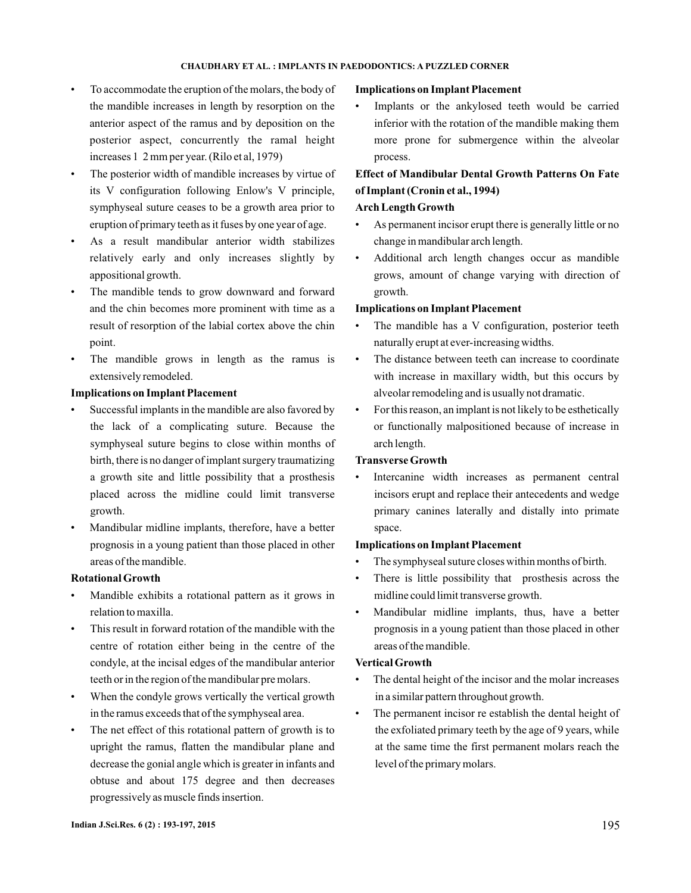- To accommodate the eruption of the molars, the body of the mandible increases in length by resorption on the anterior aspect of the ramus and by deposition on the posterior aspect, concurrently the ramal height increases 1 2 mm per year. (Rilo et al, 1979)
- The posterior width of mandible increases by virtue of its V configuration following Enlow's V principle, symphyseal suture ceases to be a growth area prior to eruption of primary teeth as it fuses by one year of age.
- As a result mandibular anterior width stabilizes relatively early and only increases slightly by appositional growth.
- The mandible tends to grow downward and forward and the chin becomes more prominent with time as a result of resorption of the labial cortex above the chin point.
- The mandible grows in length as the ramus is extensively remodeled.

**Implications on Implant Placement**

- Successful implants in the mandible are also favored by the lack of a complicating suture. Because the symphyseal suture begins to close within months of birth, there is no danger of implant surgery traumatizing a growth site and little possibility that a prosthesis placed across the midline could limit transverse growth.
- Mandibular midline implants, therefore, have a better prognosis in a young patient than those placed in other areas of the mandible.

**Rotational Growth**

- Mandible exhibits a rotational pattern as it grows in relation to maxilla.
- This result in forward rotation of the mandible with the centre of rotation either being in the centre of the condyle, at the incisal edges of the mandibular anterior teeth or in the region of the mandibular pre molars.
- When the condyle grows vertically the vertical growth in the ramus exceeds that of the symphyseal area.
- The net effect of this rotational pattern of growth is to upright the ramus, flatten the mandibular plane and decrease the gonial angle which is greater in infants and obtuse and about 175 degree and then decreases progressively as muscle finds insertion.

**Implications on Implant Placement**

- Implants or the ankylosed teeth would be carried inferior with the rotation of the mandible making them more prone for submergence within the alveolar process.

**Effect of Mandibular Dental Growth Patterns On Fate of Implant (Cronin et al., 1994)**

**Arch Length Growth**

- As permanent incisor erupt there is generally little or no change in mandibular arch length.
- Additional arch length changes occur as mandible grows, amount of change varying with direction of growth.

**Implications on Implant Placement**

- The mandible has a V configuration, posterior teeth naturally erupt at ever-increasing widths.
- The distance between teeth can increase to coordinate with increase in maxillary width, but this occurs by alveolar remodeling and is usually not dramatic.
- For this reason, an implant is not likely to be esthetically or functionally malpositioned because of increase in arch length.

**Transverse Growth**

- Intercanine width increases as permanent central incisors erupt and replace their antecedents and wedge primary canines laterally and distally into primate space.

**Implications on Implant Placement**

- The symphyseal suture closes within months of birth.
- There is little possibility that prosthesis across the midline could limit transverse growth.
- Mandibular midline implants, thus, have a better prognosis in a young patient than those placed in other areas of the mandible.

**Vertical Growth**

- The dental height of the incisor and the molar increases in a similar pattern throughout growth.
- The permanent incisor re establish the dental height of the exfoliated primary teeth by the age of 9 years, while at the same time the first permanent molars reach the level of the primary molars.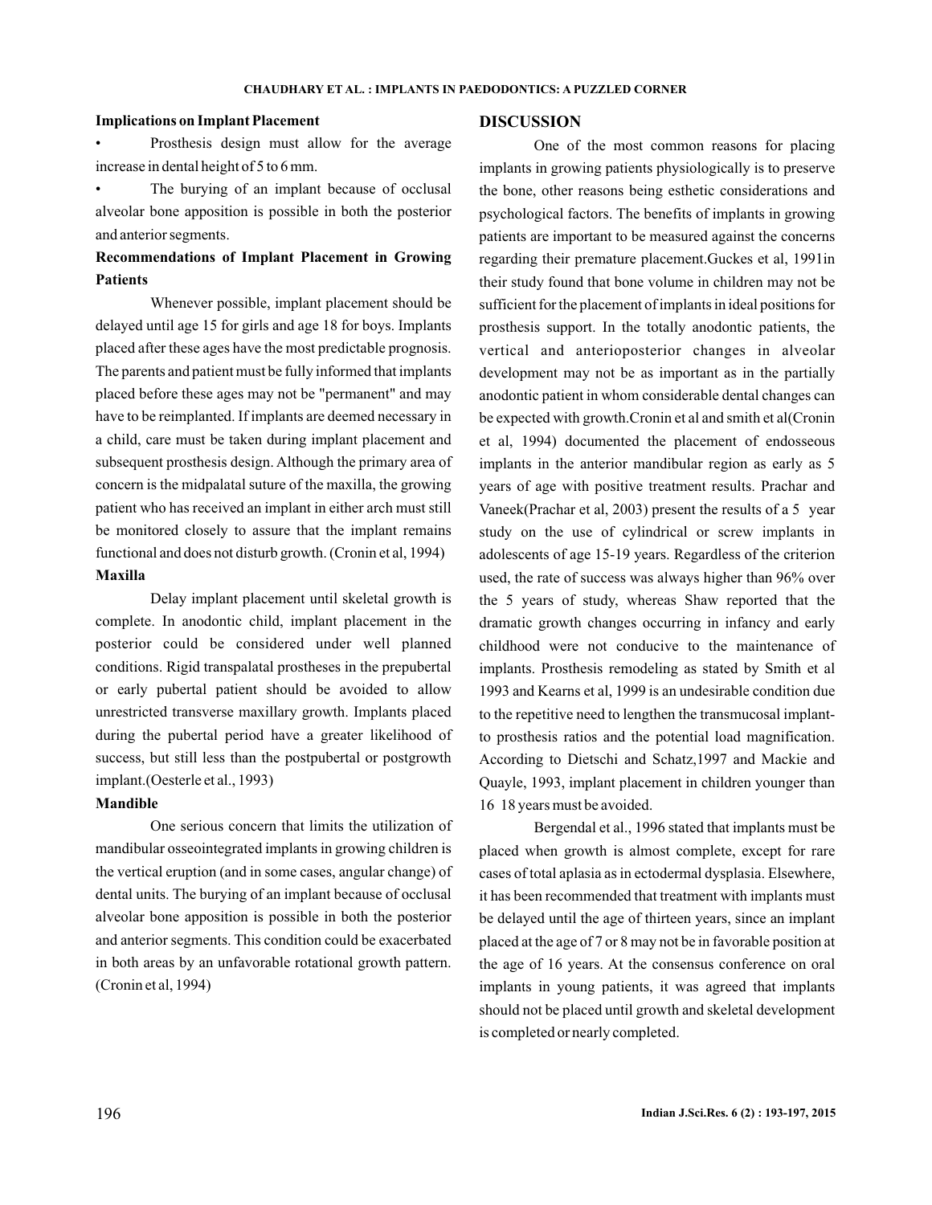### Implications on Implant Placement

- Prosthesis design must allow for the average increase in dental height of 5 to 6 mm.
- The burying of an implant because of occlusal alveolar bone apposition is possible in both the posterior and anterior segments.

### Recommendations of Implant Placement in Growing Patients

Whenever possible, implant placement should be delayed until age 15 for girls and age 18 for boys. Implants placed after these ages have the most predictable prognosis. The parents and patient must be fully informed that implants placed before these ages may not be "permanent" and may have to be reimplanted. If implants are deemed necessary in a child, care must be taken during implant placement and subsequent prosthesis design. Although the primary area of concern is the midpalatal suture of the maxilla, the growing patient who has received an implant in either arch must still be monitored closely to assure that the implant remains functional and does not disturb growth. (Cronin et al, 1994)

### Maxilla

Delay implant placement until skeletal growth is complete. In anodontic child, implant placement in the posterior could be considered under well planned conditions. Rigid transpalatal prostheses in the prepubertal or early pubertal patient should be avoided to allow unrestricted transverse maxillary growth. Implants placed during the pubertal period have a greater likelihood of success, but still less than the postpubertal or postgrowth implant.(Oesterle et al., 1993)

### Mandible

One serious concern that limits the utilization of mandibular osseointegrated implants in growing children is the vertical eruption (and in some cases, angular change) of dental units. The burying of an implant because of occlusal alveolar bone apposition is possible in both the posterior and anterior segments. This condition could be exacerbated in both areas by an unfavorable rotational growth pattern. (Cronin et al, 1994)

## DISCUSSION

One of the most common reasons for placing implants in growing patients physiologically is to preserve the bone, other reasons being esthetic considerations and psychological factors. The benefits of implants in growing patients are important to be measured against the concerns regarding their premature placement.Guckes et al, 1991in their study found that bone volume in children may not be sufficient for the placement of implants in ideal positions for prosthesis support. In the totally anodontic patients, the vertical and anterioposterior changes in alveolar development may not be as important as in the partially anodontic patient in whom considerable dental changes can be expected with growth.Cronin et al and smith et al(Cronin et al, 1994) documented the placement of endosseous implants in the anterior mandibular region as early as 5 years of age with positive treatment results. Prachar and Vaneek(Prachar et al, 2003) present the results of a 5 year study on the use of cylindrical or screw implants in adolescents of age 15-19 years. Regardless of the criterion used, the rate of success was always higher than 96% over the 5 years of study, whereas Shaw reported that the dramatic growth changes occurring in infancy and early childhood were not conducive to the maintenance of implants. Prosthesis remodeling as stated by Smith et al 1993 and Kearns et al, 1999 is an undesirable condition due to the repetitive need to lengthen the transmucosal implant-to prosthesis ratios and the potential load magnification. According to Dietschi and Schatz,1997 and Mackie and Quayle, 1993, implant placement in children younger than 16 18 years must be avoided.

Bergendal et al., 1996 stated that implants must be placed when growth is almost complete, except for rare cases of total aplasia as in ectodermal dysplasia. Elsewhere, it has been recommended that treatment with implants must be delayed until the age of thirteen years, since an implant placed at the age of 7 or 8 may not be in favorable position at the age of 16 years. At the consensus conference on oral implants in young patients, it was agreed that implants should not be placed until growth and skeletal development is completed or nearly completed.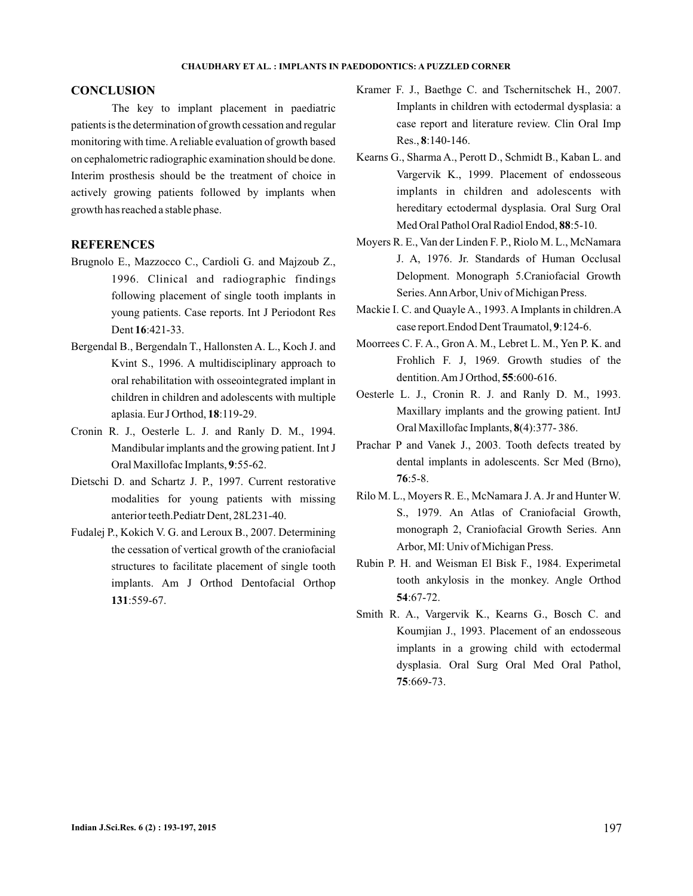## CONCLUSION

The key to implant placement in paediatric patients is the determination of growth cessation and regular monitoring with time. A reliable evaluation of growth based on cephalometric radiographic examination should be done. Interim prosthesis should be the treatment of choice in actively growing patients followed by implants when growth has reached a stable phase.

## REFERENCES

Brugnolo E., Mazzocco C., Cardioli G. and Majzoub Z., 1996. Clinical and radiographic findings following placement of single tooth implants in young patients. Case reports. Int J Periodont Res Dent **16**:421-33.

Bergendal B., Bergendaln T., Hallonsten A. L., Koch J. and Kvint S., 1996. A multidisciplinary approach to oral rehabilitation with osseointegrated implant in children in children and adolescents with multiple aplasia. Eur J Orthod, **18**:119-29.

Cronin R. J., Oesterle L. J. and Ranly D. M., 1994. Mandibular implants and the growing patient. Int J Oral Maxillofac Implants, **9**:55-62.

Dietschi D. and Schartz J. P., 1997. Current restorative modalities for young patients with missing anterior teeth.Pediatr Dent, 28L231-40.

Fudalej P., Kokich V. G. and Leroux B., 2007. Determining the cessation of vertical growth of the craniofacial structures to facilitate placement of single tooth implants. Am J Orthod Dentofacial Orthop **131**:559-67.

Kramer F. J., Baethge C. and Tschernitschek H., 2007. Implants in children with ectodermal dysplasia: a case report and literature review. Clin Oral Imp Res., **8**:140-146.

Kearns G., Sharma A., Perott D., Schmidt B., Kaban L. and Vargervik K., 1999. Placement of endosseous implants in children and adolescents with hereditary ectodermal dysplasia. Oral Surg Oral Med Oral Pathol Oral Radiol Endod, **88**:5-10.

Moyers R. E., Van der Linden F. P., Riolo M. L., McNamara J. A, 1976. Jr. Standards of Human Occlusal Delopment. Monograph 5.Craniofacial Growth Series. Ann Arbor, Univ of Michigan Press.

Mackie I. C. and Quayle A., 1993. A Implants in children.A case report.Endod Dent Traumatol, **9**:124-6.

Moorrees C. F. A., Gron A. M., Lebret L. M., Yen P. K. and Frohlich F. J, 1969. Growth studies of the dentition. Am J Orthod, **55**:600-616.

Oesterle L. J., Cronin R. J. and Ranly D. M., 1993. Maxillary implants and the growing patient. IntJ Oral Maxillofac Implants, **8**(4):377- 386.

Prachar P and Vanek J., 2003. Tooth defects treated by dental implants in adolescents. Scr Med (Brno), **76**:5-8.

Rilo M. L., Moyers R. E., McNamara J. A. Jr and Hunter W. S., 1979. An Atlas of Craniofacial Growth, monograph 2, Craniofacial Growth Series. Ann Arbor, MI: Univ of Michigan Press.

Rubin P. H. and Weisman El Bisk F., 1984. Experimetal tooth ankylosis in the monkey. Angle Orthod **54**:67-72.

Smith R. A., Vargervik K., Kearns G., Bosch C. and Koumjian J., 1993. Placement of an endosseous implants in a growing child with ectodermal dysplasia. Oral Surg Oral Med Oral Pathol, **75**:669-73.